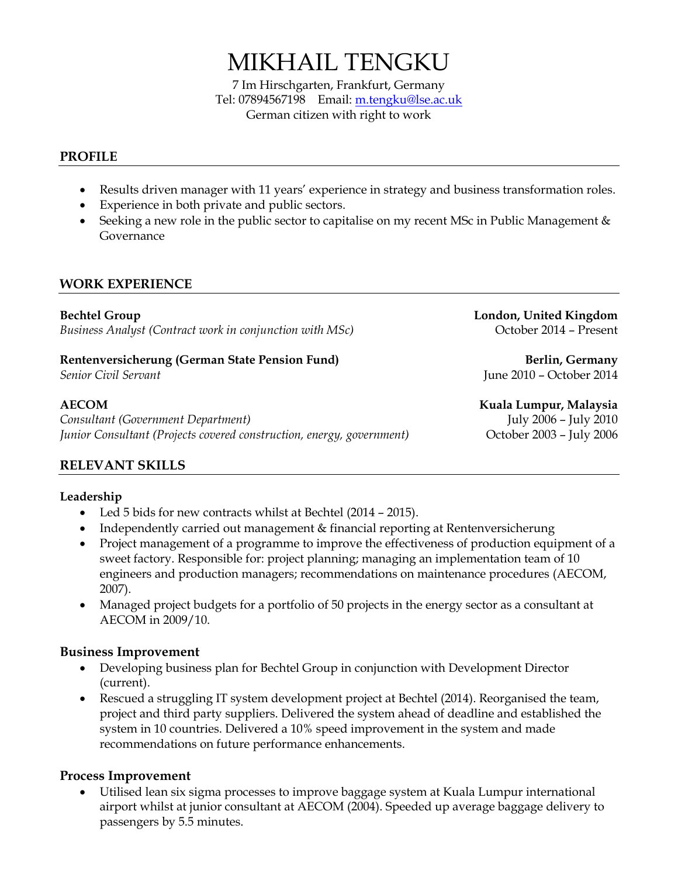# MIKHAIL TENGKU

7 Im Hirschgarten, Frankfurt, Germany
Tel: 07894567198 Email: [m.tengku@lse.ac.uk](mailto:m.tengku@lse.ac.uk)
German citizen with right to work

## PROFILE

- Results driven manager with 11 years' experience in strategy and business transformation roles.
- Experience in both private and public sectors.
- Seeking a new role in the public sector to capitalise on my recent MSc in Public Management & Governance

## WORK EXPERIENCE

**Bechtel Group** — **London, United Kingdom**
*Business Analyst (Contract work in conjunction with MSc)* — October 2014 – Present

**Rentenversicherung (German State Pension Fund)** — **Berlin, Germany**
*Senior Civil Servant* — June 2010 – October 2014

**AECOM** — **Kuala Lumpur, Malaysia**
*Consultant (Government Department)* — July 2006 – July 2010
*Junior Consultant (Projects covered construction, energy, government)* — October 2003 – July 2006

## RELEVANT SKILLS

### Leadership

- Led 5 bids for new contracts whilst at Bechtel (2014 – 2015).
- Independently carried out management & financial reporting at Rentenversicherung
- Project management of a programme to improve the effectiveness of production equipment of a sweet factory. Responsible for: project planning; managing an implementation team of 10 engineers and production managers; recommendations on maintenance procedures (AECOM, 2007).
- Managed project budgets for a portfolio of 50 projects in the energy sector as a consultant at AECOM in 2009/10.

### Business Improvement

- Developing business plan for Bechtel Group in conjunction with Development Director (current).
- Rescued a struggling IT system development project at Bechtel (2014). Reorganised the team, project and third party suppliers. Delivered the system ahead of deadline and established the system in 10 countries. Delivered a 10% speed improvement in the system and made recommendations on future performance enhancements.

### Process Improvement

- Utilised lean six sigma processes to improve baggage system at Kuala Lumpur international airport whilst at junior consultant at AECOM (2004). Speeded up average baggage delivery to passengers by 5.5 minutes.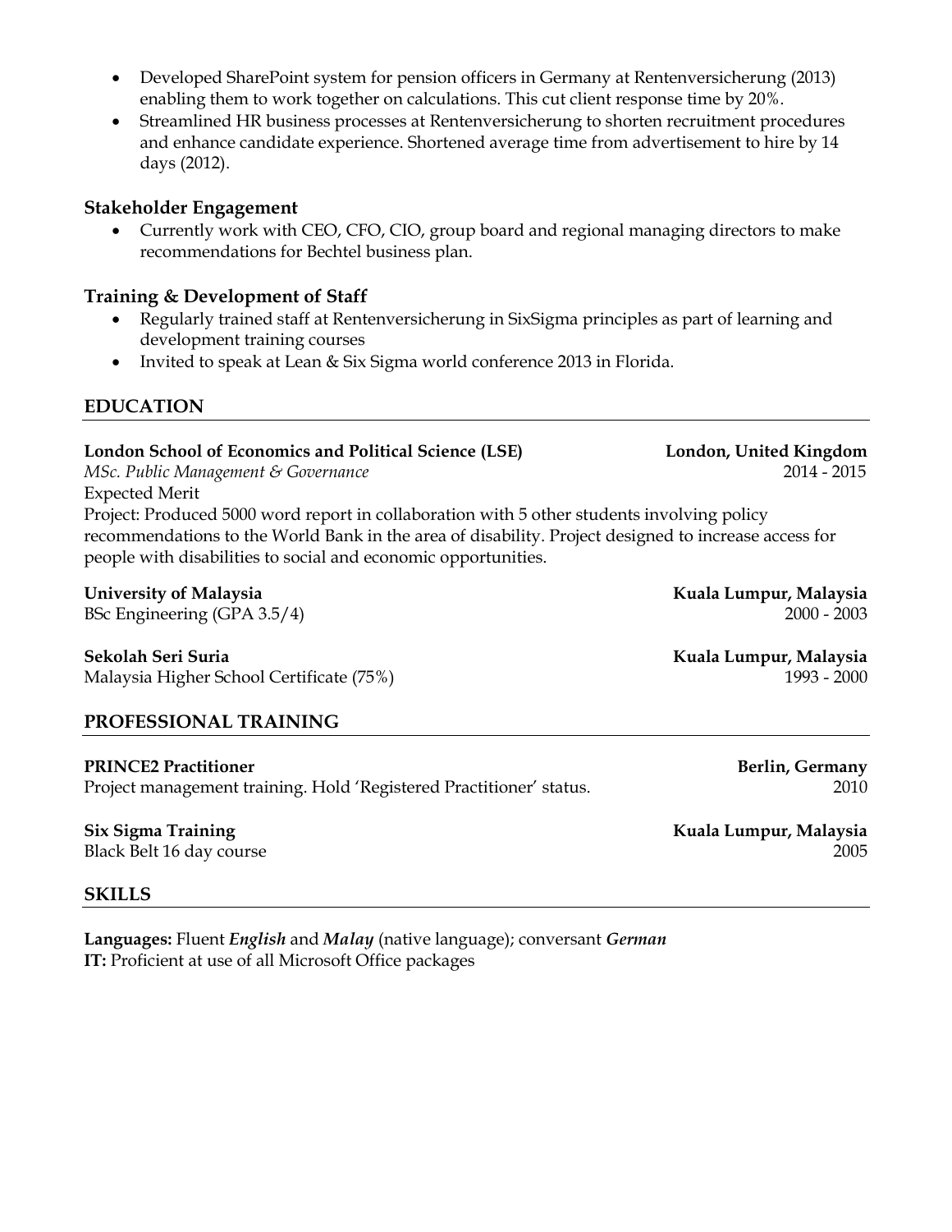- Developed SharePoint system for pension officers in Germany at Rentenversicherung (2013) enabling them to work together on calculations. This cut client response time by 20%.
- Streamlined HR business processes at Rentenversicherung to shorten recruitment procedures and enhance candidate experience. Shortened average time from advertisement to hire by 14 days (2012).

### Stakeholder Engagement

- Currently work with CEO, CFO, CIO, group board and regional managing directors to make recommendations for Bechtel business plan.

### Training & Development of Staff

- Regularly trained staff at Rentenversicherung in SixSigma principles as part of learning and development training courses
- Invited to speak at Lean & Six Sigma world conference 2013 in Florida.

## EDUCATION

**London School of Economics and Political Science (LSE)** — **London, United Kingdom**
*MSc. Public Management & Governance* — 2014 - 2015
Expected Merit
Project: Produced 5000 word report in collaboration with 5 other students involving policy recommendations to the World Bank in the area of disability. Project designed to increase access for people with disabilities to social and economic opportunities.

**University of Malaysia** — **Kuala Lumpur, Malaysia**
BSc Engineering (GPA 3.5/4) — 2000 - 2003

**Sekolah Seri Suria** — **Kuala Lumpur, Malaysia**
Malaysia Higher School Certificate (75%) — 1993 - 2000

## PROFESSIONAL TRAINING

**PRINCE2 Practitioner** — **Berlin, Germany**
Project management training. Hold 'Registered Practitioner' status. — 2010

**Six Sigma Training** — **Kuala Lumpur, Malaysia**
Black Belt 16 day course — 2005

## SKILLS

**Languages:** Fluent ***English*** and ***Malay*** (native language); conversant ***German***
**IT:** Proficient at use of all Microsoft Office packages